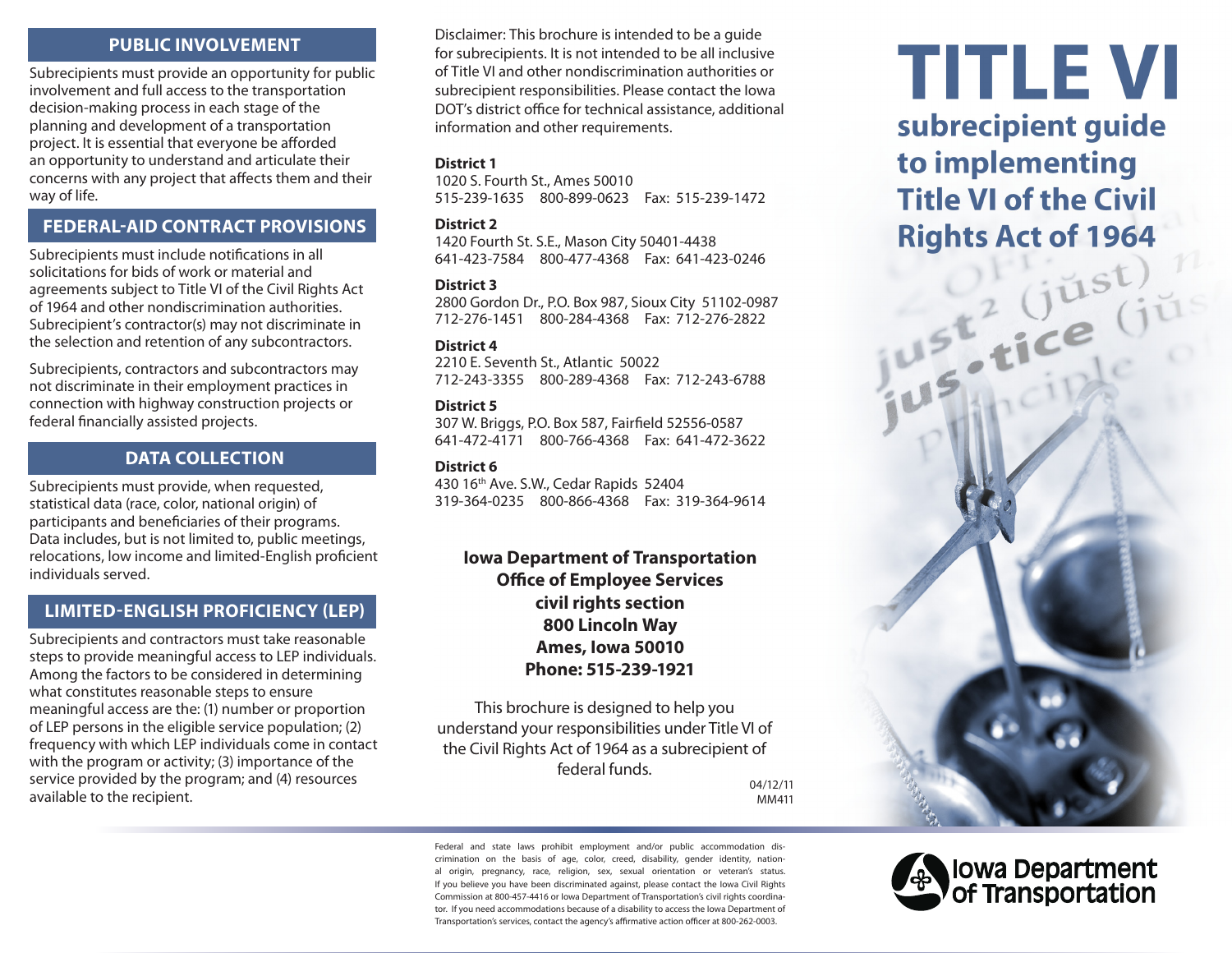## PUBLIC INVOLVEMENT

Subrecipients must provide an opportunity for public involvement and full access to the transportation decision-making process in each stage of the planning and development of a transportation project. It is essential that everyone be afforded an opportunity to understand and articulate their concerns with any project that affects them and their way of life.

## FEDERAL-AID CONTRACT PROVISIONS

Subrecipients must include notifications in all solicitations for bids of work or material and agreements subject to Title VI of the Civil Rights Act of 1964 and other nondiscrimination authorities. Subrecipient's contractor(s) may not discriminate in the selection and retention of any subcontractors.

Subrecipients, contractors and subcontractors may not discriminate in their employment practices in connection with highway construction projects or federal financially assisted projects.

## DATA COLLECTION

Subrecipients must provide, when requested, statistical data (race, color, national origin) of participants and beneficiaries of their programs. Data includes, but is not limited to, public meetings, relocations, low income and limited-English proficient individuals served.

## LIMITED-ENGLISH PROFICIENCY (LEP)

Subrecipients and contractors must take reasonable steps to provide meaningful access to LEP individuals. Among the factors to be considered in determining what constitutes reasonable steps to ensure meaningful access are the: (1) number or proportion of LEP persons in the eligible service population; (2) frequency with which LEP individuals come in contact with the program or activity; (3) importance of the service provided by the program; and (4) resources available to the recipient.

Disclaimer: This brochure is intended to be a guide for subrecipients. It is not intended to be all inclusive of Title VI and other nondiscrimination authorities or subrecipient responsibilities. Please contact the Iowa DOT's district office for technical assistance, additional information and other requirements.

**District 1**
1020 S. Fourth St., Ames 50010
515-239-1635 800-899-0623 Fax: 515-239-1472

**District 2**
1420 Fourth St. S.E., Mason City 50401-4438
641-423-7584 800-477-4368 Fax: 641-423-0246

**District 3**
2800 Gordon Dr., P.O. Box 987, Sioux City 51102-0987
712-276-1451 800-284-4368 Fax: 712-276-2822

**District 4**
2210 E. Seventh St., Atlantic 50022
712-243-3355 800-289-4368 Fax: 712-243-6788

**District 5**
307 W. Briggs, P.O. Box 587, Fairfield 52556-0587
641-472-4171 800-766-4368 Fax: 641-472-3622

**District 6**
430 16th Ave. S.W., Cedar Rapids 52404
319-364-0235 800-866-4368 Fax: 319-364-9614

**Iowa Department of Transportation**
**Office of Employee Services**
**civil rights section**
**800 Lincoln Way**
**Ames, Iowa 50010**
**Phone: 515-239-1921**

This brochure is designed to help you understand your responsibilities under Title VI of the Civil Rights Act of 1964 as a subrecipient of federal funds.

04/12/11
MM411

Federal and state laws prohibit employment and/or public accommodation discrimination on the basis of age, color, creed, disability, gender identity, national origin, pregnancy, race, religion, sex, sexual orientation or veteran's status. If you believe you have been discriminated against, please contact the Iowa Civil Rights Commission at 800-457-4416 or Iowa Department of Transportation's civil rights coordinator. If you need accommodations because of a disability to access the Iowa Department of Transportation's services, contact the agency's affirmative action officer at 800-262-0003.

# TITLE VI

## subrecipient guide to implementing Title VI of the Civil Rights Act of 1964

Iowa Department of Transportation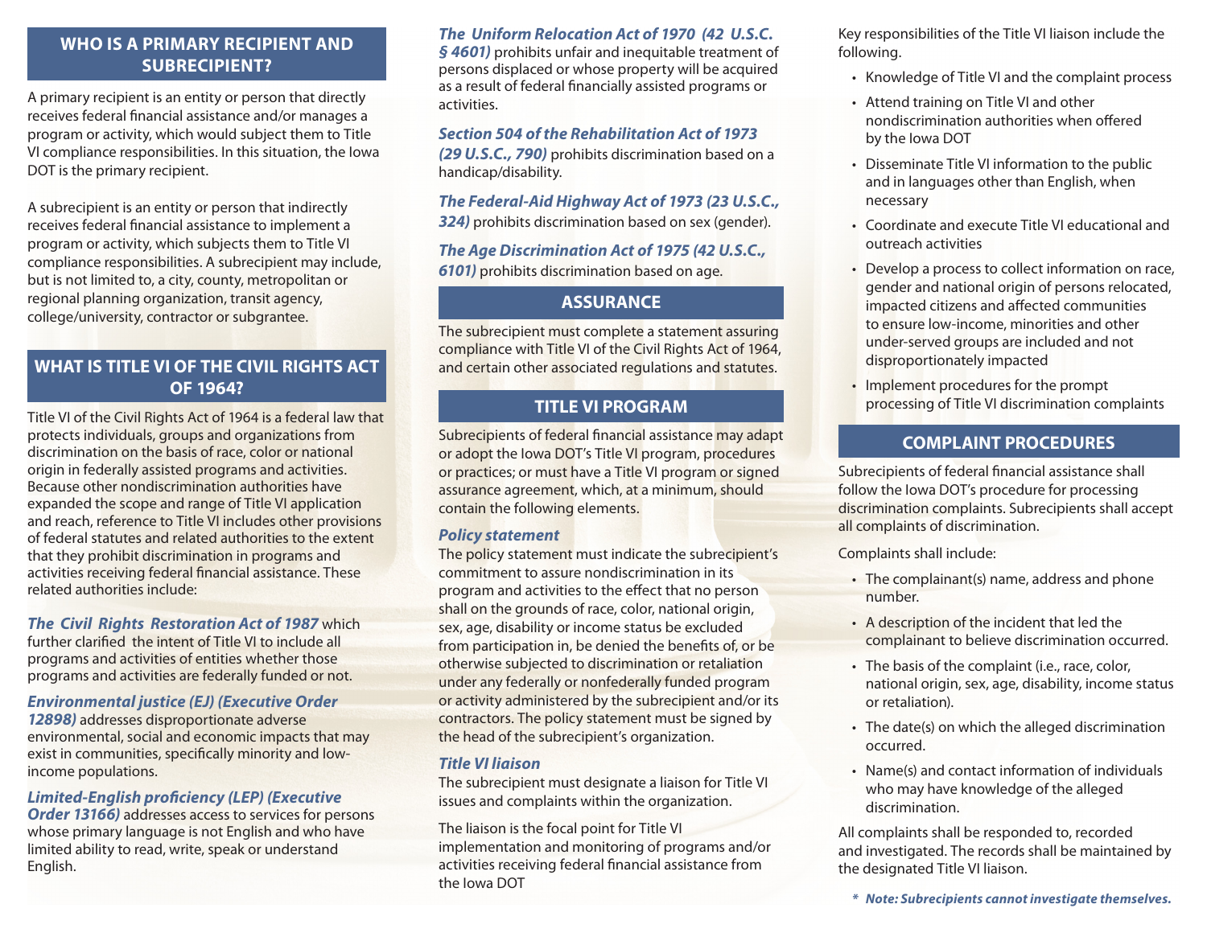## WHO IS A PRIMARY RECIPIENT AND SUBRECIPIENT?

A primary recipient is an entity or person that directly receives federal financial assistance and/or manages a program or activity, which would subject them to Title VI compliance responsibilities. In this situation, the Iowa DOT is the primary recipient.

A subrecipient is an entity or person that indirectly receives federal financial assistance to implement a program or activity, which subjects them to Title VI compliance responsibilities. A subrecipient may include, but is not limited to, a city, county, metropolitan or regional planning organization, transit agency, college/university, contractor or subgrantee.

## WHAT IS TITLE VI OF THE CIVIL RIGHTS ACT OF 1964?

Title VI of the Civil Rights Act of 1964 is a federal law that protects individuals, groups and organizations from discrimination on the basis of race, color or national origin in federally assisted programs and activities. Because other nondiscrimination authorities have expanded the scope and range of Title VI application and reach, reference to Title VI includes other provisions of federal statutes and related authorities to the extent that they prohibit discrimination in programs and activities receiving federal financial assistance. These related authorities include:

***The Civil Rights Restoration Act of 1987*** which further clarified the intent of Title VI to include all programs and activities of entities whether those programs and activities are federally funded or not.

***Environmental justice (EJ) (Executive Order 12898)*** addresses disproportionate adverse environmental, social and economic impacts that may exist in communities, specifically minority and low-income populations.

***Limited-English proficiency (LEP) (Executive Order 13166)*** addresses access to services for persons whose primary language is not English and who have limited ability to read, write, speak or understand English.

***The Uniform Relocation Act of 1970 (42 U.S.C. § 4601)*** prohibits unfair and inequitable treatment of persons displaced or whose property will be acquired as a result of federal financially assisted programs or activities.

***Section 504 of the Rehabilitation Act of 1973 (29 U.S.C., 790)*** prohibits discrimination based on a handicap/disability.

***The Federal-Aid Highway Act of 1973 (23 U.S.C., 324)*** prohibits discrimination based on sex (gender).

***The Age Discrimination Act of 1975 (42 U.S.C., 6101)*** prohibits discrimination based on age.

## ASSURANCE

The subrecipient must complete a statement assuring compliance with Title VI of the Civil Rights Act of 1964, and certain other associated regulations and statutes.

## TITLE VI PROGRAM

Subrecipients of federal financial assistance may adapt or adopt the Iowa DOT's Title VI program, procedures or practices; or must have a Title VI program or signed assurance agreement, which, at a minimum, should contain the following elements.

### *Policy statement*

The policy statement must indicate the subrecipient's commitment to assure nondiscrimination in its program and activities to the effect that no person shall on the grounds of race, color, national origin, sex, age, disability or income status be excluded from participation in, be denied the benefits of, or be otherwise subjected to discrimination or retaliation under any federally or nonfederally funded program or activity administered by the subrecipient and/or its contractors. The policy statement must be signed by the head of the subrecipient's organization.

### *Title VI liaison*

The subrecipient must designate a liaison for Title VI issues and complaints within the organization.

The liaison is the focal point for Title VI implementation and monitoring of programs and/or activities receiving federal financial assistance from the Iowa DOT

Key responsibilities of the Title VI liaison include the following.

- Knowledge of Title VI and the complaint process
- Attend training on Title VI and other nondiscrimination authorities when offered by the Iowa DOT
- Disseminate Title VI information to the public and in languages other than English, when necessary
- Coordinate and execute Title VI educational and outreach activities
- Develop a process to collect information on race, gender and national origin of persons relocated, impacted citizens and affected communities to ensure low-income, minorities and other under-served groups are included and not disproportionately impacted
- Implement procedures for the prompt processing of Title VI discrimination complaints

## COMPLAINT PROCEDURES

Subrecipients of federal financial assistance shall follow the Iowa DOT's procedure for processing discrimination complaints. Subrecipients shall accept all complaints of discrimination.

Complaints shall include:

- The complainant(s) name, address and phone number.
- A description of the incident that led the complainant to believe discrimination occurred.
- The basis of the complaint (i.e., race, color, national origin, sex, age, disability, income status or retaliation).
- The date(s) on which the alleged discrimination occurred.
- Name(s) and contact information of individuals who may have knowledge of the alleged discrimination.

All complaints shall be responded to, recorded and investigated. The records shall be maintained by the designated Title VI liaison.

***\* Note: Subrecipients cannot investigate themselves.***